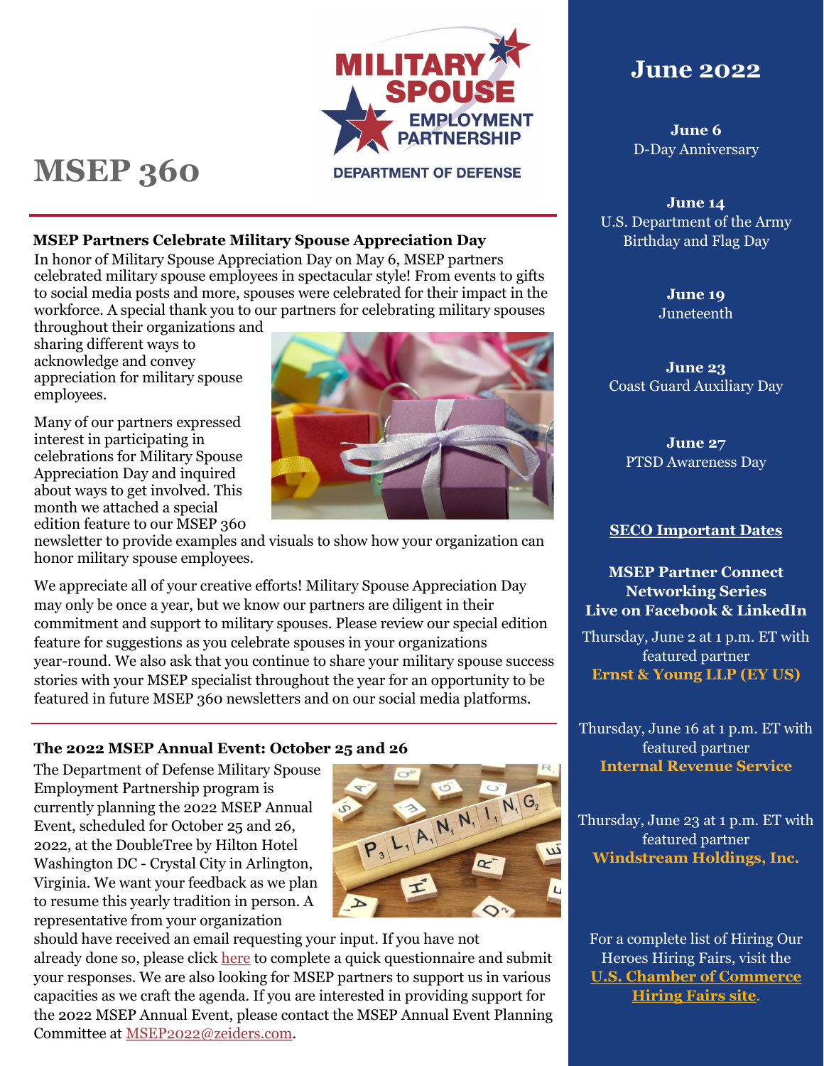# MSEP 360

MILITARY SPOUSE EMPLOYMENT PARTNERSHIP
DEPARTMENT OF DEFENSE

## MSEP Partners Celebrate Military Spouse Appreciation Day

In honor of Military Spouse Appreciation Day on May 6, MSEP partners celebrated military spouse employees in spectacular style! From events to gifts to social media posts and more, spouses were celebrated for their impact in the workforce. A special thank you to our partners for celebrating military spouses throughout their organizations and sharing different ways to acknowledge and convey appreciation for military spouse employees.

Many of our partners expressed interest in participating in celebrations for Military Spouse Appreciation Day and inquired about ways to get involved. This month we attached a special edition feature to our MSEP 360 newsletter to provide examples and visuals to show how your organization can honor military spouse employees.

We appreciate all of your creative efforts! Military Spouse Appreciation Day may only be once a year, but we know our partners are diligent in their commitment and support to military spouses. Please review our special edition feature for suggestions as you celebrate spouses in your organizations year-round. We also ask that you continue to share your military spouse success stories with your MSEP specialist throughout the year for an opportunity to be featured in future MSEP 360 newsletters and on our social media platforms.

## The 2022 MSEP Annual Event: October 25 and 26

The Department of Defense Military Spouse Employment Partnership program is currently planning the 2022 MSEP Annual Event, scheduled for October 25 and 26, 2022, at the DoubleTree by Hilton Hotel Washington DC - Crystal City in Arlington, Virginia. We want your feedback as we plan to resume this yearly tradition in person. A representative from your organization should have received an email requesting your input. If you have not already done so, please click here to complete a quick questionnaire and submit your responses. We are also looking for MSEP partners to support us in various capacities as we craft the agenda. If you are interested in providing support for the 2022 MSEP Annual Event, please contact the MSEP Annual Event Planning Committee at MSEP2022@zeiders.com.

## June 2022

**June 6**
D-Day Anniversary

**June 14**
U.S. Department of the Army Birthday and Flag Day

**June 19**
Juneteenth

**June 23**
Coast Guard Auxiliary Day

**June 27**
PTSD Awareness Day

### SECO Important Dates

**MSEP Partner Connect Networking Series Live on Facebook & LinkedIn**

Thursday, June 2 at 1 p.m. ET with featured partner **Ernst & Young LLP (EY US)**

Thursday, June 16 at 1 p.m. ET with featured partner **Internal Revenue Service**

Thursday, June 23 at 1 p.m. ET with featured partner **Windstream Holdings, Inc.**

For a complete list of Hiring Our Heroes Hiring Fairs, visit the **U.S. Chamber of Commerce Hiring Fairs site**.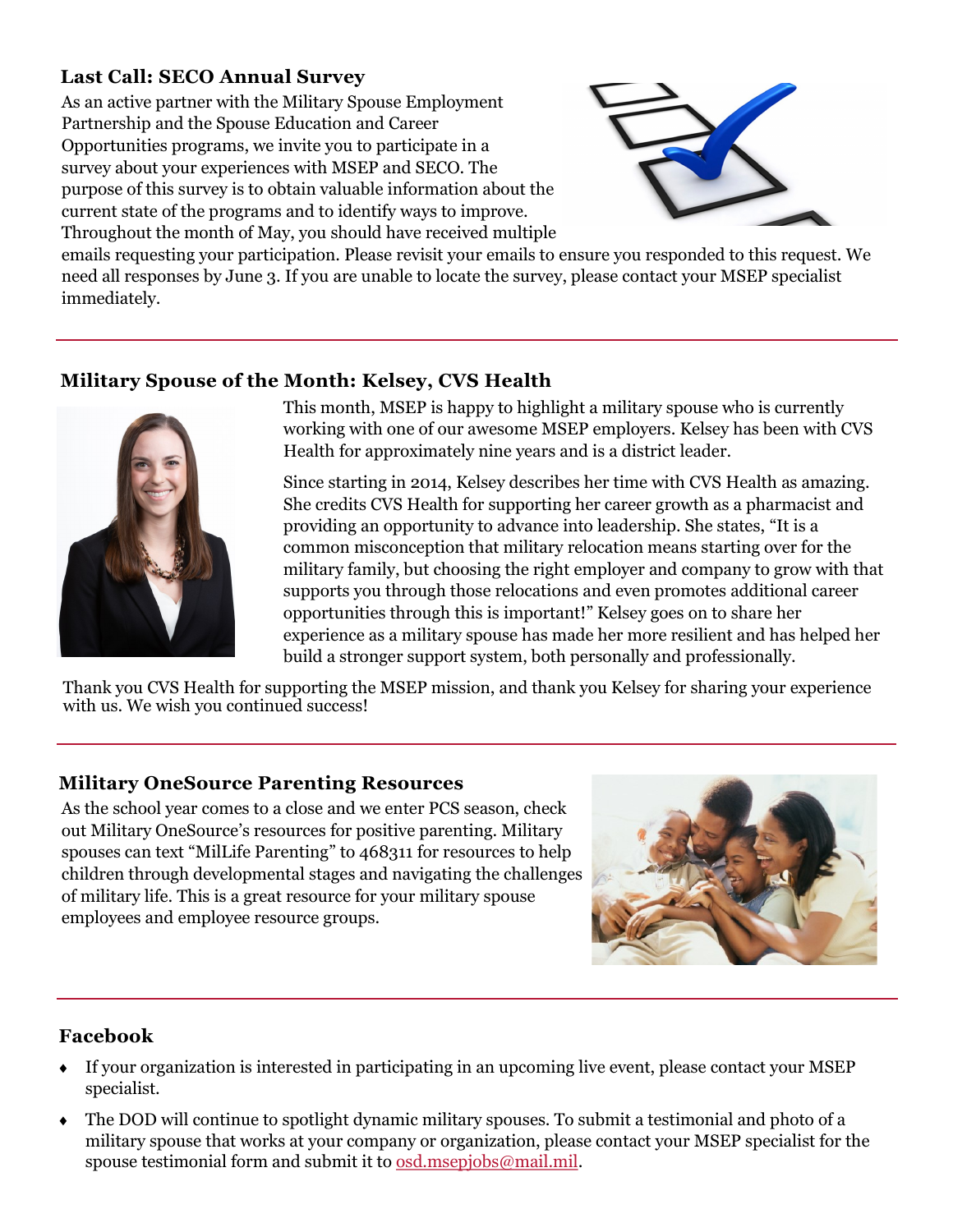## Last Call: SECO Annual Survey

As an active partner with the Military Spouse Employment Partnership and the Spouse Education and Career Opportunities programs, we invite you to participate in a survey about your experiences with MSEP and SECO. The purpose of this survey is to obtain valuable information about the current state of the programs and to identify ways to improve. Throughout the month of May, you should have received multiple emails requesting your participation. Please revisit your emails to ensure you responded to this request. We need all responses by June 3. If you are unable to locate the survey, please contact your MSEP specialist immediately.

---

## Military Spouse of the Month: Kelsey, CVS Health

This month, MSEP is happy to highlight a military spouse who is currently working with one of our awesome MSEP employers. Kelsey has been with CVS Health for approximately nine years and is a district leader.

Since starting in 2014, Kelsey describes her time with CVS Health as amazing. She credits CVS Health for supporting her career growth as a pharmacist and providing an opportunity to advance into leadership. She states, "It is a common misconception that military relocation means starting over for the military family, but choosing the right employer and company to grow with that supports you through those relocations and even promotes additional career opportunities through this is important!" Kelsey goes on to share her experience as a military spouse has made her more resilient and has helped her build a stronger support system, both personally and professionally.

Thank you CVS Health for supporting the MSEP mission, and thank you Kelsey for sharing your experience with us. We wish you continued success!

---

## Military OneSource Parenting Resources

As the school year comes to a close and we enter PCS season, check out Military OneSource's resources for positive parenting. Military spouses can text "MilLife Parenting" to 468311 for resources to help children through developmental stages and navigating the challenges of military life. This is a great resource for your military spouse employees and employee resource groups.

---

## Facebook

- If your organization is interested in participating in an upcoming live event, please contact your MSEP specialist.
- The DOD will continue to spotlight dynamic military spouses. To submit a testimonial and photo of a military spouse that works at your company or organization, please contact your MSEP specialist for the spouse testimonial form and submit it to osd.msepjobs@mail.mil.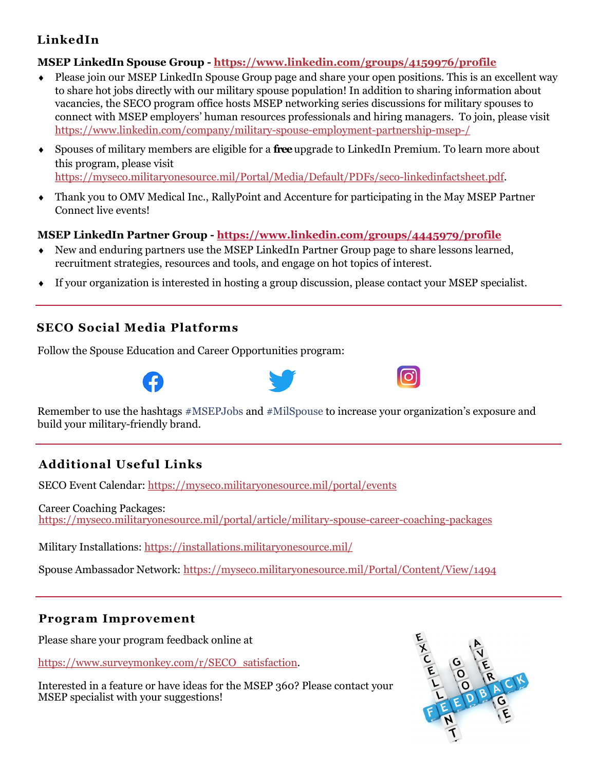## LinkedIn

**MSEP LinkedIn Spouse Group - https://www.linkedin.com/groups/4159976/profile**

- Please join our MSEP LinkedIn Spouse Group page and share your open positions. This is an excellent way to share hot jobs directly with our military spouse population! In addition to sharing information about vacancies, the SECO program office hosts MSEP networking series discussions for military spouses to connect with MSEP employers' human resources professionals and hiring managers. To join, please visit https://www.linkedin.com/company/military-spouse-employment-partnership-msep-/
- Spouses of military members are eligible for a **free** upgrade to LinkedIn Premium. To learn more about this program, please visit https://myseco.militaryonesource.mil/Portal/Media/Default/PDFs/seco-linkedinfactsheet.pdf.
- Thank you to OMV Medical Inc., RallyPoint and Accenture for participating in the May MSEP Partner Connect live events!

**MSEP LinkedIn Partner Group - https://www.linkedin.com/groups/4445979/profile**

- New and enduring partners use the MSEP LinkedIn Partner Group page to share lessons learned, recruitment strategies, resources and tools, and engage on hot topics of interest.
- If your organization is interested in hosting a group discussion, please contact your MSEP specialist.

## SECO Social Media Platforms

Follow the Spouse Education and Career Opportunities program:

Remember to use the hashtags #MSEPJobs and #MilSpouse to increase your organization's exposure and build your military-friendly brand.

## Additional Useful Links

SECO Event Calendar: https://myseco.militaryonesource.mil/portal/events

Career Coaching Packages: https://myseco.militaryonesource.mil/portal/article/military-spouse-career-coaching-packages

Military Installations: https://installations.militaryonesource.mil/

Spouse Ambassador Network: https://myseco.militaryonesource.mil/Portal/Content/View/1494

## Program Improvement

Please share your program feedback online at

https://www.surveymonkey.com/r/SECO_satisfaction.

Interested in a feature or have ideas for the MSEP 360? Please contact your MSEP specialist with your suggestions!